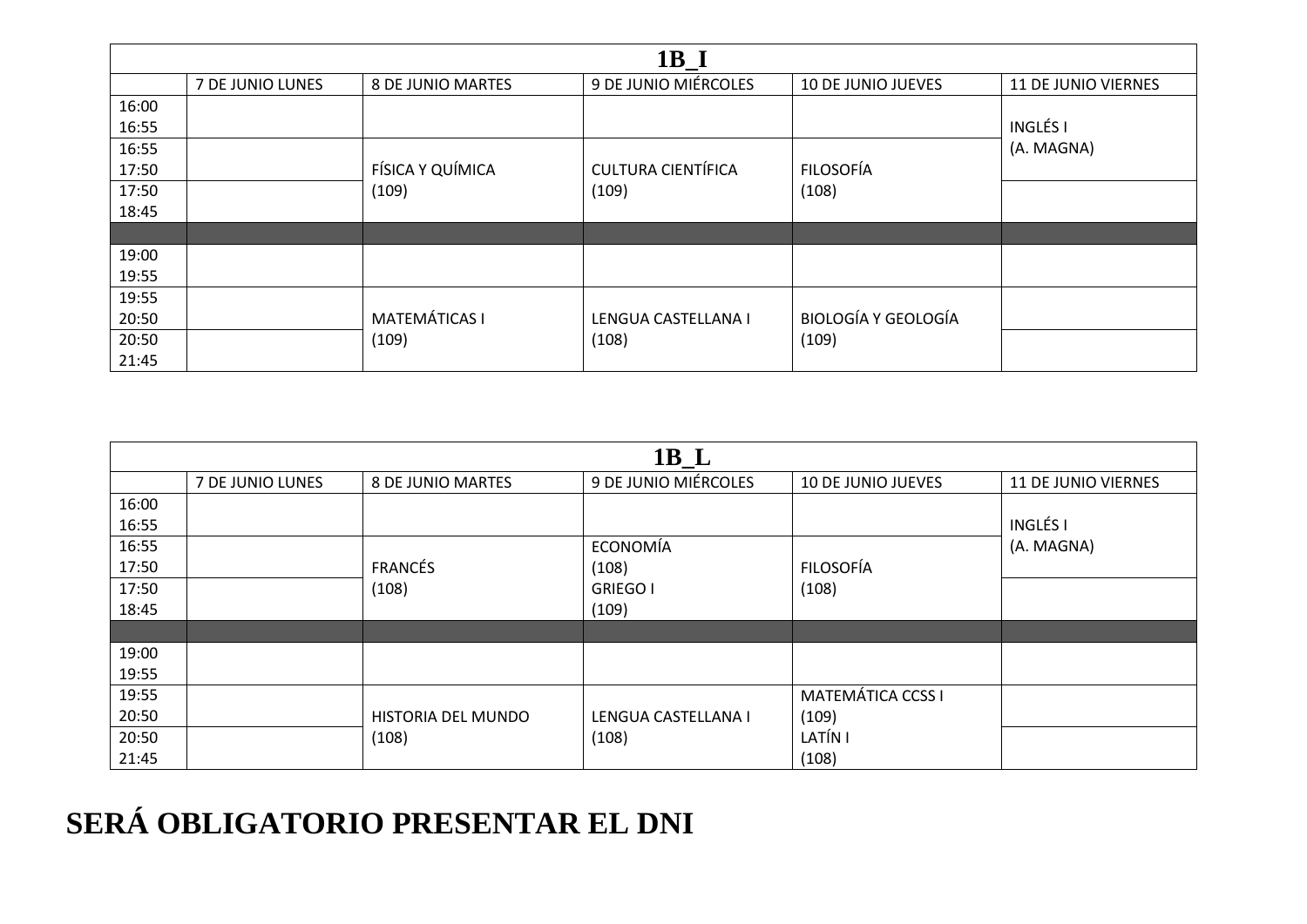## 1B_I

| | 7 DE JUNIO LUNES | 8 DE JUNIO MARTES | 9 DE JUNIO MIÉRCOLES | 10 DE JUNIO JUEVES | 11 DE JUNIO VIERNES |
|---|---|---|---|---|---|
| 16:00 16:55 | | | | | INGLÉS I (A. MAGNA) |
| 16:55 17:50 | | FÍSICA Y QUÍMICA (109) | CULTURA CIENTÍFICA (109) | FILOSOFÍA (108) | |
| 17:50 18:45 | | | | | |
| | | | | | |
| 19:00 19:55 | | | | | |
| 19:55 20:50 | | MATEMÁTICAS I (109) | LENGUA CASTELLANA I (108) | BIOLOGÍA Y GEOLOGÍA (109) | |
| 20:50 21:45 | | | | | |

## 1B_L

| | 7 DE JUNIO LUNES | 8 DE JUNIO MARTES | 9 DE JUNIO MIÉRCOLES | 10 DE JUNIO JUEVES | 11 DE JUNIO VIERNES |
|---|---|---|---|---|---|
| 16:00 16:55 | | | | | INGLÉS I (A. MAGNA) |
| 16:55 17:50 | | FRANCÉS (108) | ECONOMÍA (108) GRIEGO I (109) | FILOSOFÍA (108) | |
| 17:50 18:45 | | | | | |
| | | | | | |
| 19:00 19:55 | | | | | |
| 19:55 20:50 | | HISTORIA DEL MUNDO (108) | LENGUA CASTELLANA I (108) | MATEMÁTICA CCSS I (109) LATÍN I (108) | |
| 20:50 21:45 | | | | | |

# SERÁ OBLIGATORIO PRESENTAR EL DNI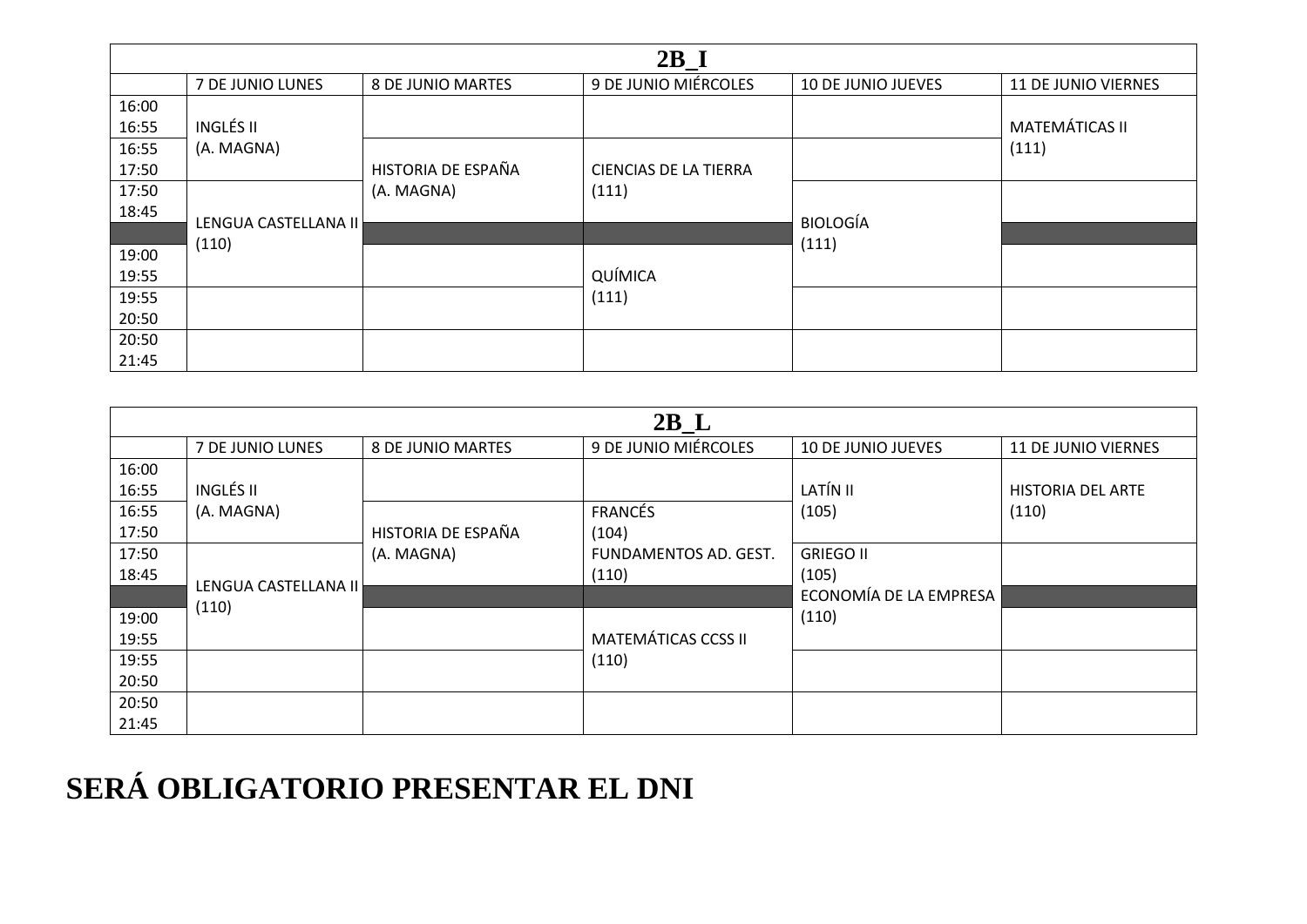| 2B_I | | | | | |
|---|---|---|---|---|---|
| | 7 DE JUNIO LUNES | 8 DE JUNIO MARTES | 9 DE JUNIO MIÉRCOLES | 10 DE JUNIO JUEVES | 11 DE JUNIO VIERNES |
| 16:00 16:55 | INGLÉS II (A. MAGNA) | | | | MATEMÁTICAS II (111) |
| 16:55 17:50 | | HISTORIA DE ESPAÑA (A. MAGNA) | CIENCIAS DE LA TIERRA (111) | | |
| 17:50 18:45 | LENGUA CASTELLANA II (110) | | | BIOLOGÍA (111) | |
| | | | | | |
| 19:00 19:55 | | | QUÍMICA (111) | | |
| 19:55 20:50 | | | | | |
| 20:50 21:45 | | | | | |

| 2B_L | | | | | |
|---|---|---|---|---|---|
| | 7 DE JUNIO LUNES | 8 DE JUNIO MARTES | 9 DE JUNIO MIÉRCOLES | 10 DE JUNIO JUEVES | 11 DE JUNIO VIERNES |
| 16:00 16:55 | INGLÉS II (A. MAGNA) | | | LATÍN II (105) | HISTORIA DEL ARTE (110) |
| 16:55 17:50 | | HISTORIA DE ESPAÑA (A. MAGNA) | FRANCÉS (104) | | |
| 17:50 18:45 | LENGUA CASTELLANA II (110) | | FUNDAMENTOS AD. GEST. (110) | GRIEGO II (105) ECONOMÍA DE LA EMPRESA (110) | |
| | | | | | |
| 19:00 19:55 | | | MATEMÁTICAS CCSS II (110) | | |
| 19:55 20:50 | | | | | |
| 20:50 21:45 | | | | | |

**SERÁ OBLIGATORIO PRESENTAR EL DNI**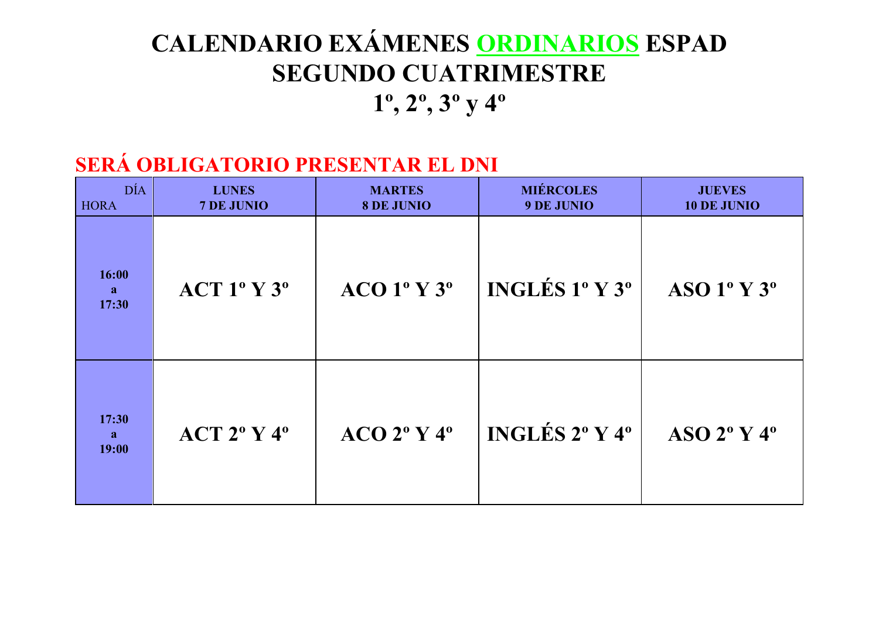# CALENDARIO EXÁMENES ORDINARIOS ESPAD
# SEGUNDO CUATRIMESTRE
# 1º, 2º, 3º y 4º

## SERÁ OBLIGATORIO PRESENTAR EL DNI

| DÍA / HORA | LUNES 7 DE JUNIO | MARTES 8 DE JUNIO | MIÉRCOLES 9 DE JUNIO | JUEVES 10 DE JUNIO |
|---|---|---|---|---|
| 16:00 a 17:30 | ACT 1º Y 3º | ACO 1º Y 3º | INGLÉS 1º Y 3º | ASO 1º Y 3º |
| 17:30 a 19:00 | ACT 2º Y 4º | ACO 2º Y 4º | INGLÉS 2º Y 4º | ASO 2º Y 4º |